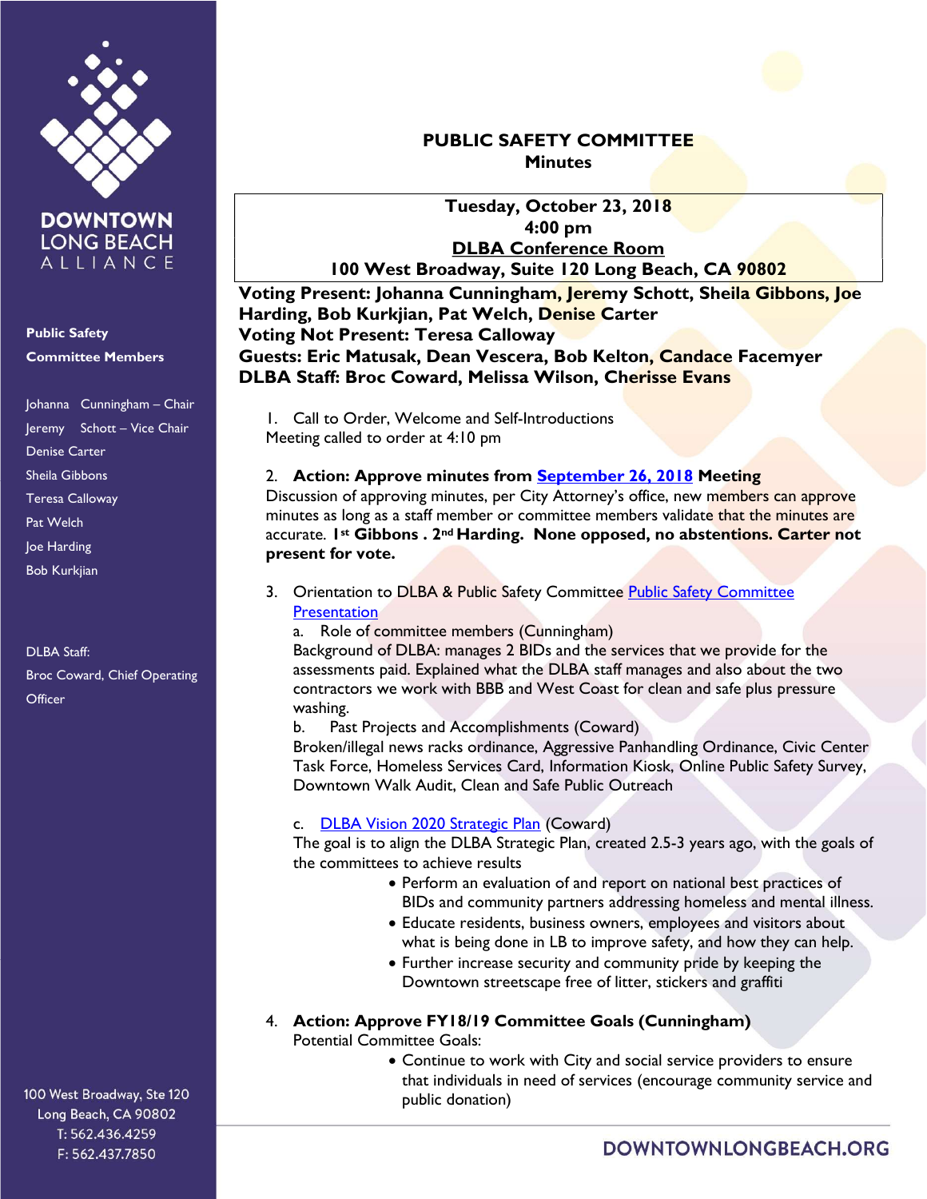DOWNTOWN LONG BEACH ALLIANCE

**Public Safety Committee Members**

Johanna Cunningham – Chair
Jeremy Schott – Vice Chair
Denise Carter
Sheila Gibbons
Teresa Calloway
Pat Welch
Joe Harding
Bob Kurkjian

DLBA Staff:
Broc Coward, Chief Operating Officer

100 West Broadway, Ste 120
Long Beach, CA 90802
T: 562.436.4259
F: 562.437.7850

# PUBLIC SAFETY COMMITTEE
## Minutes

**Tuesday, October 23, 2018**
**4:00 pm**
**DLBA Conference Room**
**100 West Broadway, Suite 120 Long Beach, CA 90802**

**Voting Present: Johanna Cunningham, Jeremy Schott, Sheila Gibbons, Joe Harding, Bob Kurkjian, Pat Welch, Denise Carter**
**Voting Not Present: Teresa Calloway**
**Guests: Eric Matusak, Dean Vescera, Bob Kelton, Candace Facemyer**
**DLBA Staff: Broc Coward, Melissa Wilson, Cherisse Evans**

1. Call to Order, Welcome and Self-Introductions
Meeting called to order at 4:10 pm

2. **Action: Approve minutes from September 26, 2018 Meeting**
Discussion of approving minutes, per City Attorney's office, new members can approve minutes as long as a staff member or committee members validate that the minutes are accurate. **1st Gibbons . 2nd Harding. None opposed, no abstentions. Carter not present for vote.**

3. Orientation to DLBA & Public Safety Committee Public Safety Committee Presentation
   a. Role of committee members (Cunningham)
   Background of DLBA: manages 2 BIDs and the services that we provide for the assessments paid. Explained what the DLBA staff manages and also about the two contractors we work with BBB and West Coast for clean and safe plus pressure washing.
   b. Past Projects and Accomplishments (Coward)
   Broken/illegal news racks ordinance, Aggressive Panhandling Ordinance, Civic Center Task Force, Homeless Services Card, Information Kiosk, Online Public Safety Survey, Downtown Walk Audit, Clean and Safe Public Outreach
   c. DLBA Vision 2020 Strategic Plan (Coward)
   The goal is to align the DLBA Strategic Plan, created 2.5-3 years ago, with the goals of the committees to achieve results
   - Perform an evaluation of and report on national best practices of BIDs and community partners addressing homeless and mental illness.
   - Educate residents, business owners, employees and visitors about what is being done in LB to improve safety, and how they can help.
   - Further increase security and community pride by keeping the Downtown streetscape free of litter, stickers and graffiti

4. **Action: Approve FY18/19 Committee Goals (Cunningham)**
Potential Committee Goals:
   - Continue to work with City and social service providers to ensure that individuals in need of services (encourage community service and public donation)

DOWNTOWNLONGBEACH.ORG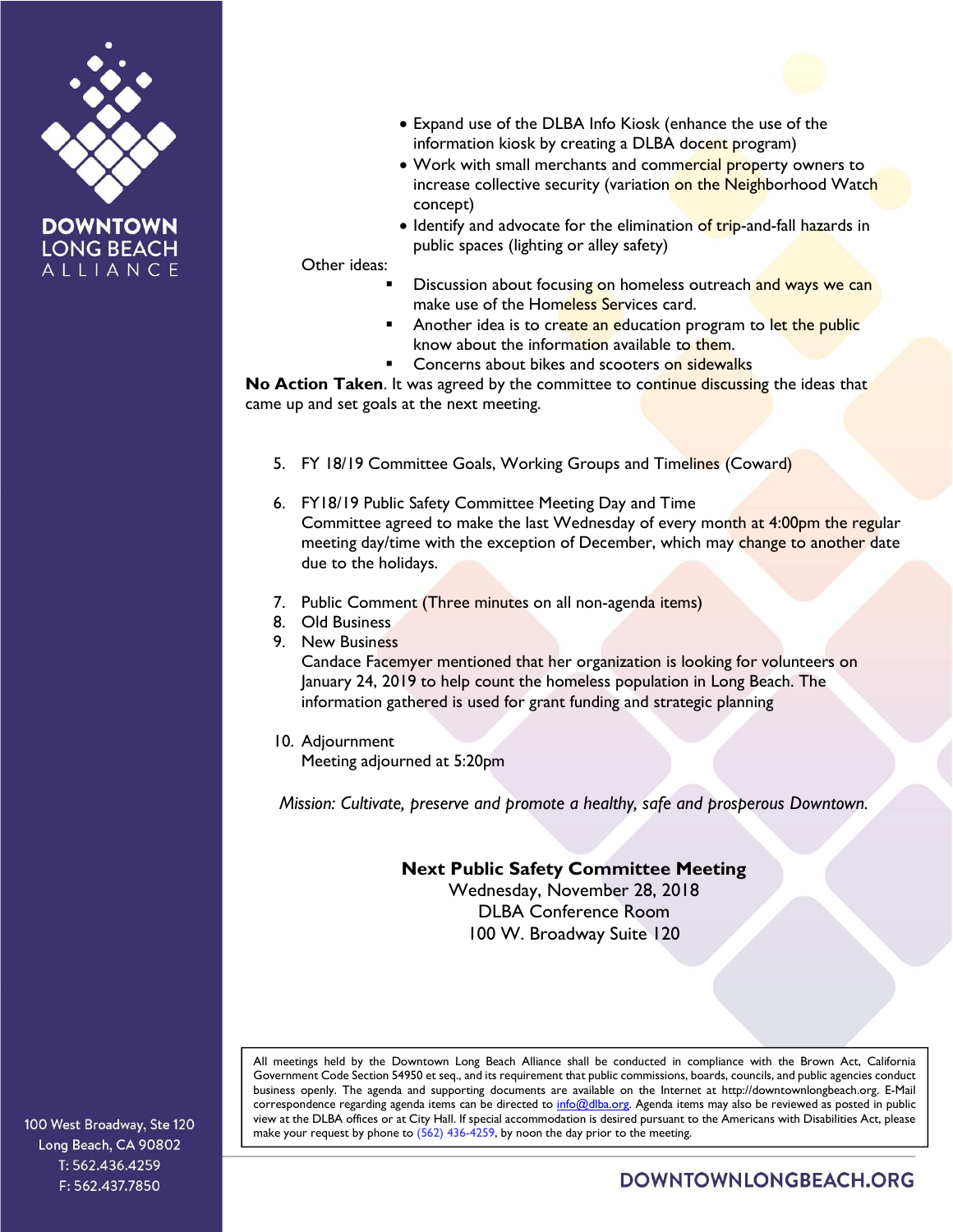- Expand use of the DLBA Info Kiosk (enhance the use of the information kiosk by creating a DLBA docent program)
- Work with small merchants and commercial property owners to increase collective security (variation on the Neighborhood Watch concept)
- Identify and advocate for the elimination of trip-and-fall hazards in public spaces (lighting or alley safety)

Other ideas:

- Discussion about focusing on homeless outreach and ways we can make use of the Homeless Services card.
- Another idea is to create an education program to let the public know about the information available to them.
- Concerns about bikes and scooters on sidewalks

**No Action Taken**. It was agreed by the committee to continue discussing the ideas that came up and set goals at the next meeting.

5. FY 18/19 Committee Goals, Working Groups and Timelines (Coward)

6. FY18/19 Public Safety Committee Meeting Day and Time
   Committee agreed to make the last Wednesday of every month at 4:00pm the regular meeting day/time with the exception of December, which may change to another date due to the holidays.

7. Public Comment (Three minutes on all non-agenda items)
8. Old Business
9. New Business
   Candace Facemyer mentioned that her organization is looking for volunteers on January 24, 2019 to help count the homeless population in Long Beach. The information gathered is used for grant funding and strategic planning

10. Adjournment
    Meeting adjourned at 5:20pm

*Mission: Cultivate, preserve and promote a healthy, safe and prosperous Downtown.*

**Next Public Safety Committee Meeting**
Wednesday, November 28, 2018
DLBA Conference Room
100 W. Broadway Suite 120

All meetings held by the Downtown Long Beach Alliance shall be conducted in compliance with the Brown Act, California Government Code Section 54950 et seq., and its requirement that public commissions, boards, councils, and public agencies conduct business openly. The agenda and supporting documents are available on the Internet at http://downtownlongbeach.org. E-Mail correspondence regarding agenda items can be directed to info@dlba.org. Agenda items may also be reviewed as posted in public view at the DLBA offices or at City Hall. If special accommodation is desired pursuant to the Americans with Disabilities Act, please make your request by phone to (562) 436-4259, by noon the day prior to the meeting.